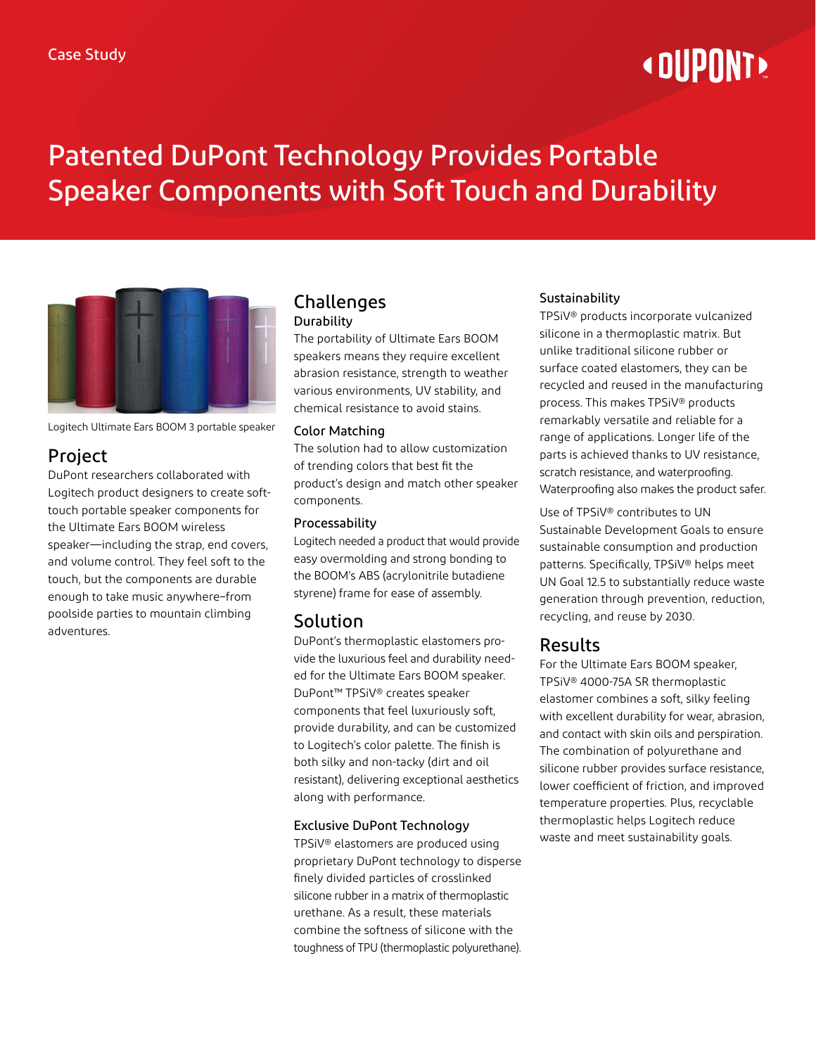Case Study

# Patented DuPont Technology Provides Portable Speaker Components with Soft Touch and Durability

Logitech Ultimate Ears BOOM 3 portable speaker

## Project

DuPont researchers collaborated with Logitech product designers to create soft-touch portable speaker components for the Ultimate Ears BOOM wireless speaker—including the strap, end covers, and volume control. They feel soft to the touch, but the components are durable enough to take music anywhere–from poolside parties to mountain climbing adventures.

## Challenges

### Durability

The portability of Ultimate Ears BOOM speakers means they require excellent abrasion resistance, strength to weather various environments, UV stability, and chemical resistance to avoid stains.

### Color Matching

The solution had to allow customization of trending colors that best fit the product's design and match other speaker components.

### Processability

Logitech needed a product that would provide easy overmolding and strong bonding to the BOOM's ABS (acrylonitrile butadiene styrene) frame for ease of assembly.

## Solution

DuPont's thermoplastic elastomers provide the luxurious feel and durability needed for the Ultimate Ears BOOM speaker. DuPont™ TPSiV® creates speaker components that feel luxuriously soft, provide durability, and can be customized to Logitech's color palette. The finish is both silky and non-tacky (dirt and oil resistant), delivering exceptional aesthetics along with performance.

### Exclusive DuPont Technology

TPSiV® elastomers are produced using proprietary DuPont technology to disperse finely divided particles of crosslinked silicone rubber in a matrix of thermoplastic urethane. As a result, these materials combine the softness of silicone with the toughness of TPU (thermoplastic polyurethane).

### Sustainability

TPSiV® products incorporate vulcanized silicone in a thermoplastic matrix. But unlike traditional silicone rubber or surface coated elastomers, they can be recycled and reused in the manufacturing process. This makes TPSiV® products remarkably versatile and reliable for a range of applications. Longer life of the parts is achieved thanks to UV resistance, scratch resistance, and waterproofing. Waterproofing also makes the product safer.

Use of TPSiV® contributes to UN Sustainable Development Goals to ensure sustainable consumption and production patterns. Specifically, TPSiV® helps meet UN Goal 12.5 to substantially reduce waste generation through prevention, reduction, recycling, and reuse by 2030.

## Results

For the Ultimate Ears BOOM speaker, TPSiV® 4000-75A SR thermoplastic elastomer combines a soft, silky feeling with excellent durability for wear, abrasion, and contact with skin oils and perspiration. The combination of polyurethane and silicone rubber provides surface resistance, lower coefficient of friction, and improved temperature properties. Plus, recyclable thermoplastic helps Logitech reduce waste and meet sustainability goals.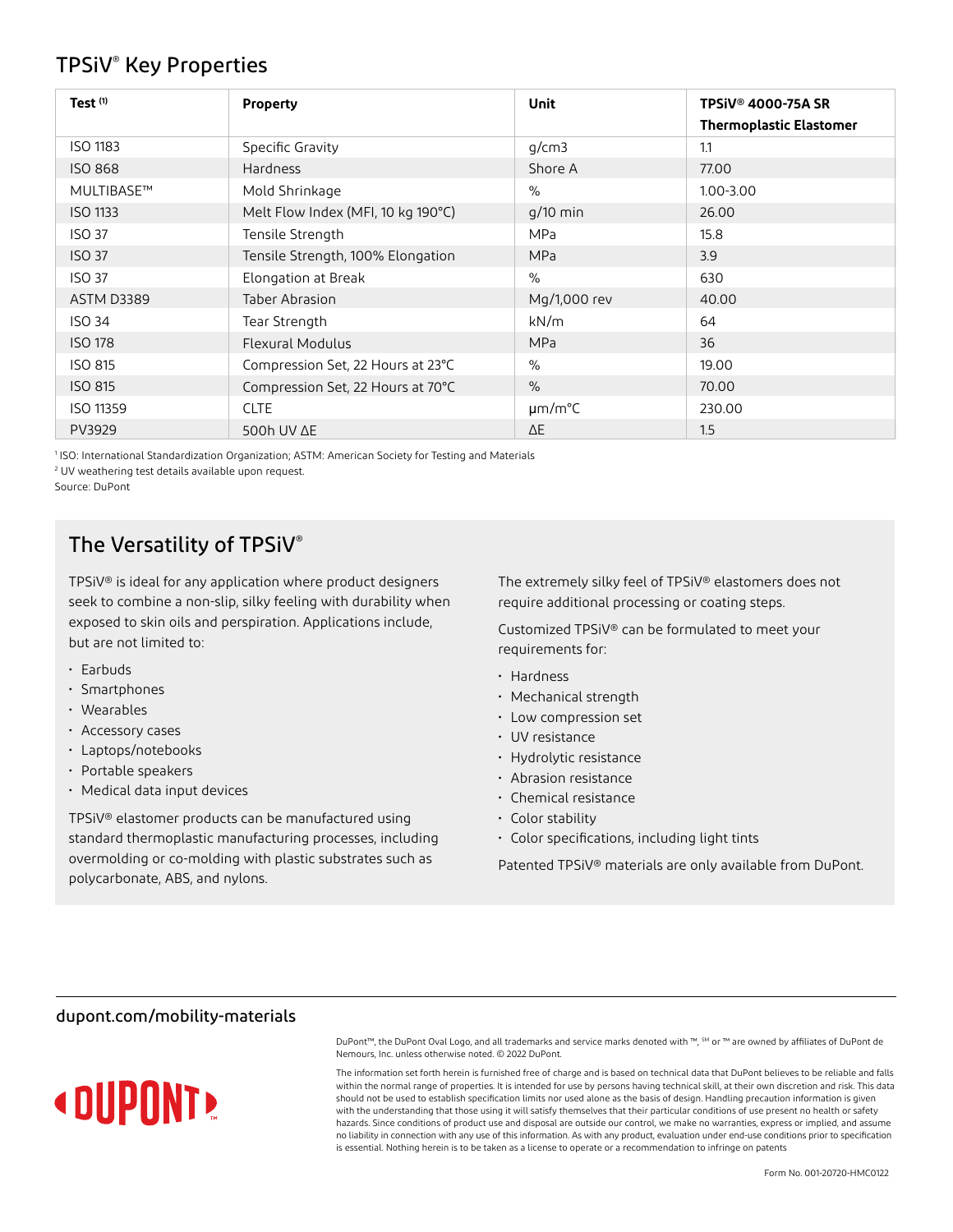## TPSiV® Key Properties

| Test [1] | Property | Unit | TPSiV® 4000-75A SR Thermoplastic Elastomer |
|---|---|---|---|
| ISO 1183 | Specific Gravity | g/cm3 | 1.1 |
| ISO 868 | Hardness | Shore A | 77.00 |
| MULTIBASE™ | Mold Shrinkage | % | 1.00-3.00 |
| ISO 1133 | Melt Flow Index (MFI, 10 kg 190°C) | g/10 min | 26.00 |
| ISO 37 | Tensile Strength | MPa | 15.8 |
| ISO 37 | Tensile Strength, 100% Elongation | MPa | 3.9 |
| ISO 37 | Elongation at Break | % | 630 |
| ASTM D3389 | Taber Abrasion | Mg/1,000 rev | 40.00 |
| ISO 34 | Tear Strength | kN/m | 64 |
| ISO 178 | Flexural Modulus | MPa | 36 |
| ISO 815 | Compression Set, 22 Hours at 23°C | % | 19.00 |
| ISO 815 | Compression Set, 22 Hours at 70°C | % | 70.00 |
| ISO 11359 | CLTE | µm/m°C | 230.00 |
| PV3929 | 500h UV ΔE | ΔE | 1.5 |

[1] ISO: International Standardization Organization; ASTM: American Society for Testing and Materials

[2] UV weathering test details available upon request.

Source: DuPont

## The Versatility of TPSiV®

TPSiV® is ideal for any application where product designers seek to combine a non-slip, silky feeling with durability when exposed to skin oils and perspiration. Applications include, but are not limited to:

- Earbuds
- Smartphones
- Wearables
- Accessory cases
- Laptops/notebooks
- Portable speakers
- Medical data input devices

TPSiV® elastomer products can be manufactured using standard thermoplastic manufacturing processes, including overmolding or co-molding with plastic substrates such as polycarbonate, ABS, and nylons.

The extremely silky feel of TPSiV® elastomers does not require additional processing or coating steps.

Customized TPSiV® can be formulated to meet your requirements for:

- Hardness
- Mechanical strength
- Low compression set
- UV resistance
- Hydrolytic resistance
- Abrasion resistance
- Chemical resistance
- Color stability
- Color specifications, including light tints

Patented TPSiV® materials are only available from DuPont.

dupont.com/mobility-materials

DuPont™, the DuPont Oval Logo, and all trademarks and service marks denoted with ™, SM or ™ are owned by affiliates of DuPont de Nemours, Inc. unless otherwise noted. © 2022 DuPont.

The information set forth herein is furnished free of charge and is based on technical data that DuPont believes to be reliable and falls within the normal range of properties. It is intended for use by persons having technical skill, at their own discretion and risk. This data should not be used to establish specification limits nor used alone as the basis of design. Handling precaution information is given with the understanding that those using it will satisfy themselves that their particular conditions of use present no health or safety hazards. Since conditions of product use and disposal are outside our control, we make no warranties, express or implied, and assume no liability in connection with any use of this information. As with any product, evaluation under end-use conditions prior to specification is essential. Nothing herein is to be taken as a license to operate or a recommendation to infringe on patents

Form No. 001-20720-HMC0122